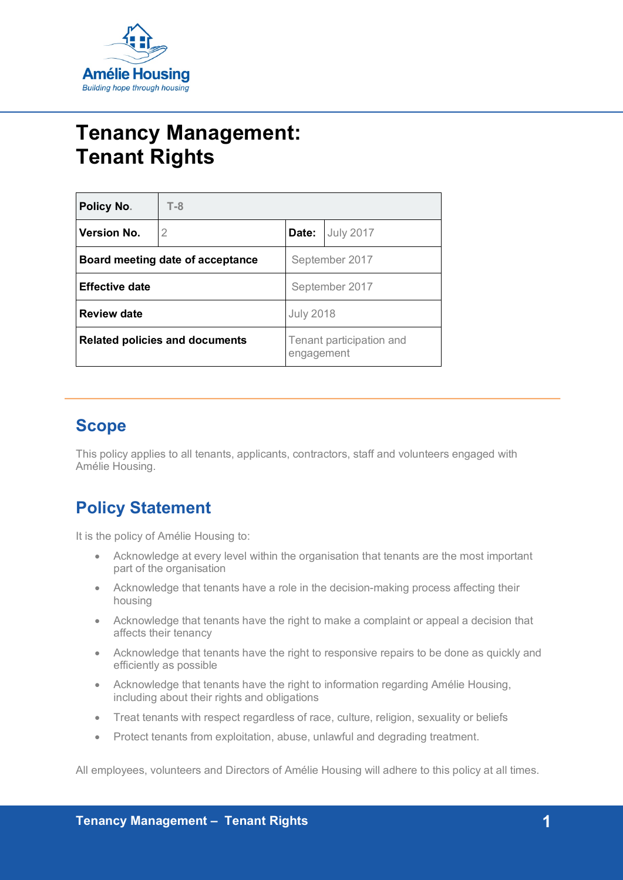Amélie Housing

*Building hope through housing*

# Tenancy Management: Tenant Rights

| **Policy No.** | T-8 | | |
|---|---|---|---|
| **Version No.** | 2 | **Date:** | July 2017 |
| **Board meeting date of acceptance** | | September 2017 | |
| **Effective date** | | September 2017 | |
| **Review date** | | July 2018 | |
| **Related policies and documents** | | Tenant participation and engagement | |

## Scope

This policy applies to all tenants, applicants, contractors, staff and volunteers engaged with Amélie Housing.

## Policy Statement

It is the policy of Amélie Housing to:

- Acknowledge at every level within the organisation that tenants are the most important part of the organisation
- Acknowledge that tenants have a role in the decision-making process affecting their housing
- Acknowledge that tenants have the right to make a complaint or appeal a decision that affects their tenancy
- Acknowledge that tenants have the right to responsive repairs to be done as quickly and efficiently as possible
- Acknowledge that tenants have the right to information regarding Amélie Housing, including about their rights and obligations
- Treat tenants with respect regardless of race, culture, religion, sexuality or beliefs
- Protect tenants from exploitation, abuse, unlawful and degrading treatment.

All employees, volunteers and Directors of Amélie Housing will adhere to this policy at all times.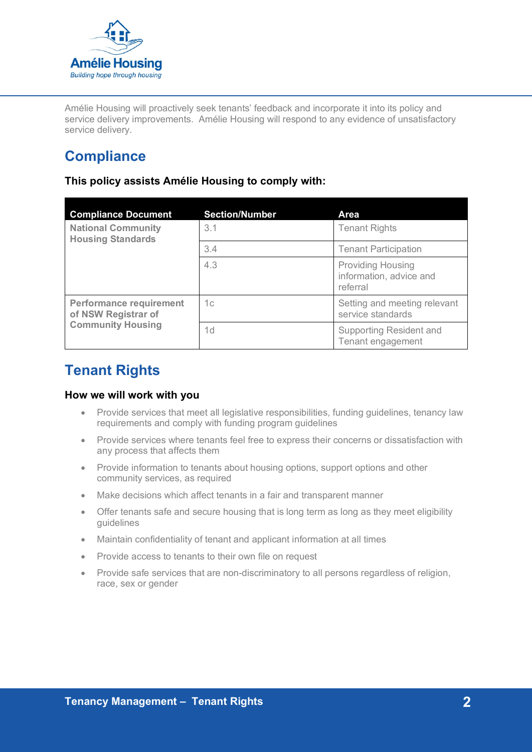Amélie Housing will proactively seek tenants' feedback and incorporate it into its policy and service delivery improvements.  Amélie Housing will respond to any evidence of unsatisfactory service delivery.

## Compliance

**This policy assists Amélie Housing to comply with:**

| Compliance Document | Section/Number | Area |
|---|---|---|
| **National Community Housing Standards** | 3.1 | Tenant Rights |
| | 3.4 | Tenant Participation |
| | 4.3 | Providing Housing information, advice and referral |
| **Performance requirement of NSW Registrar of Community Housing** | 1c | Setting and meeting relevant service standards |
| | 1d | Supporting Resident and Tenant engagement |

## Tenant Rights

### How we will work with you

- Provide services that meet all legislative responsibilities, funding guidelines, tenancy law requirements and comply with funding program guidelines
- Provide services where tenants feel free to express their concerns or dissatisfaction with any process that affects them
- Provide information to tenants about housing options, support options and other community services, as required
- Make decisions which affect tenants in a fair and transparent manner
- Offer tenants safe and secure housing that is long term as long as they meet eligibility guidelines
- Maintain confidentiality of tenant and applicant information at all times
- Provide access to tenants to their own file on request
- Provide safe services that are non-discriminatory to all persons regardless of religion, race, sex or gender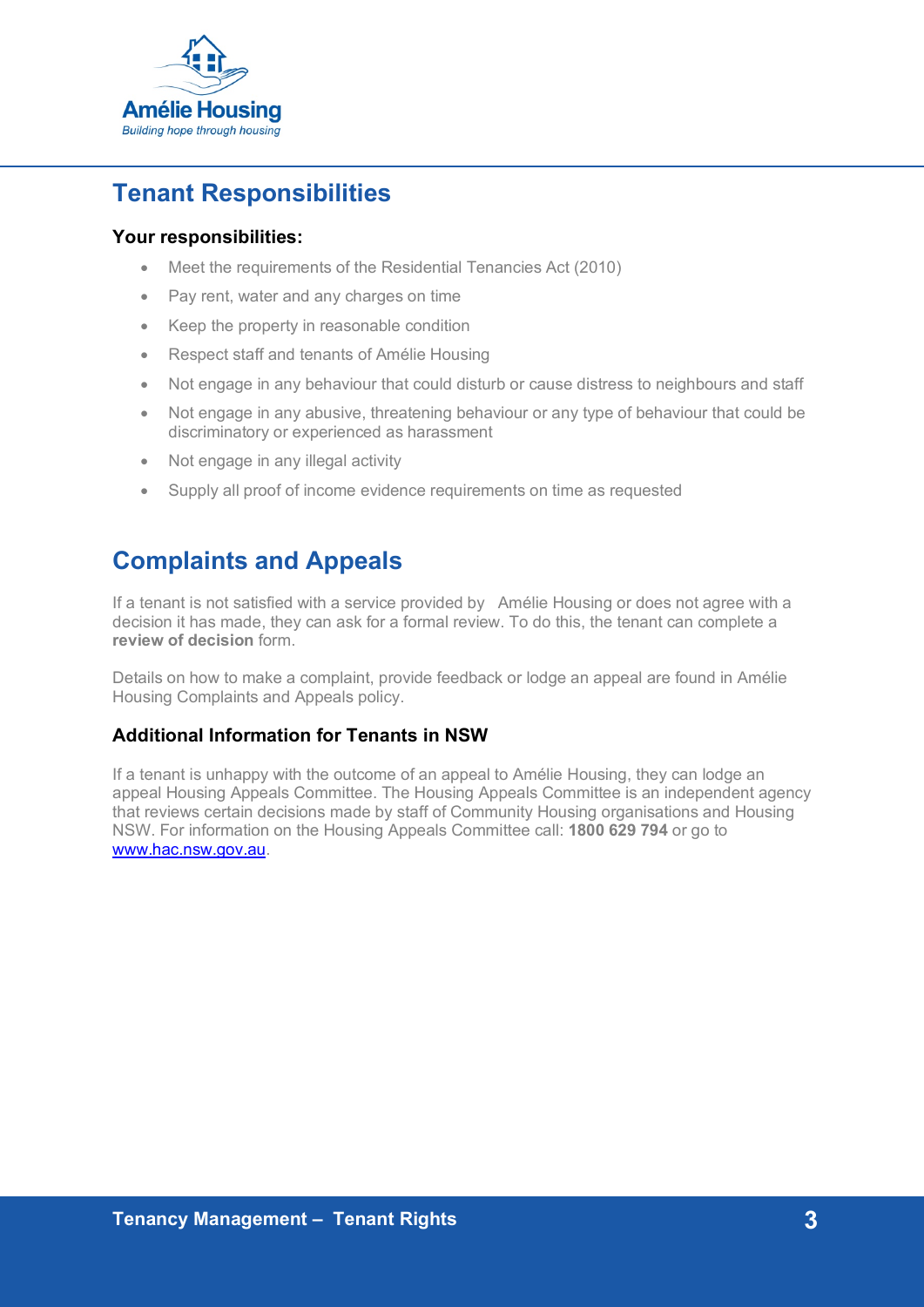## Tenant Responsibilities

### Your responsibilities:

- Meet the requirements of the Residential Tenancies Act (2010)
- Pay rent, water and any charges on time
- Keep the property in reasonable condition
- Respect staff and tenants of Amélie Housing
- Not engage in any behaviour that could disturb or cause distress to neighbours and staff
- Not engage in any abusive, threatening behaviour or any type of behaviour that could be discriminatory or experienced as harassment
- Not engage in any illegal activity
- Supply all proof of income evidence requirements on time as requested

## Complaints and Appeals

If a tenant is not satisfied with a service provided by Amélie Housing or does not agree with a decision it has made, they can ask for a formal review. To do this, the tenant can complete a **review of decision** form.

Details on how to make a complaint, provide feedback or lodge an appeal are found in Amélie Housing Complaints and Appeals policy.

### Additional Information for Tenants in NSW

If a tenant is unhappy with the outcome of an appeal to Amélie Housing, they can lodge an appeal Housing Appeals Committee. The Housing Appeals Committee is an independent agency that reviews certain decisions made by staff of Community Housing organisations and Housing NSW. For information on the Housing Appeals Committee call: **1800 629 794** or go to [www.hac.nsw.gov.au](http://www.hac.nsw.gov.au).